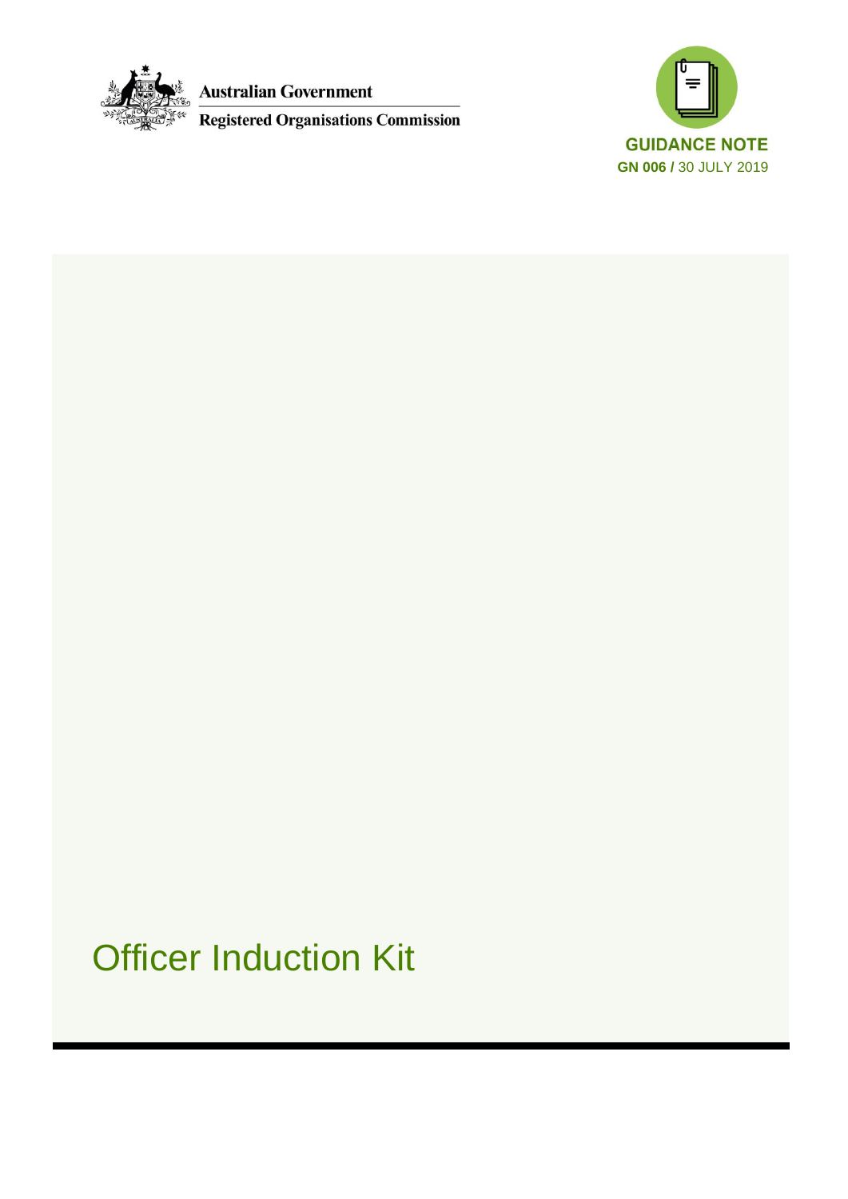Australian Government

Registered Organisations Commission

**GUIDANCE NOTE**

**GN 006 /** 30 JULY 2019

# Officer Induction Kit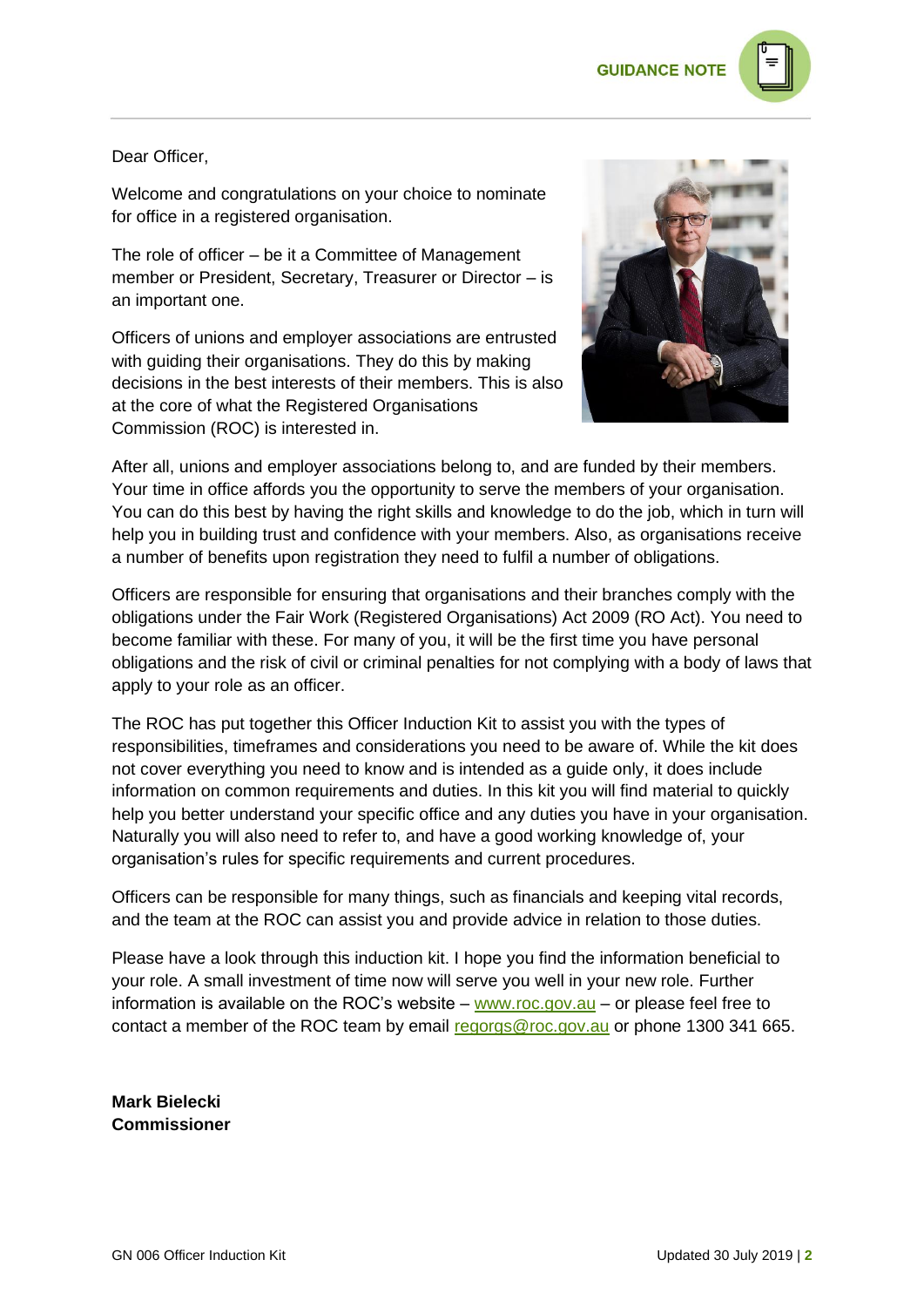Dear Officer,

Welcome and congratulations on your choice to nominate for office in a registered organisation.

The role of officer – be it a Committee of Management member or President, Secretary, Treasurer or Director – is an important one.

Officers of unions and employer associations are entrusted with guiding their organisations. They do this by making decisions in the best interests of their members. This is also at the core of what the Registered Organisations Commission (ROC) is interested in.

After all, unions and employer associations belong to, and are funded by their members. Your time in office affords you the opportunity to serve the members of your organisation. You can do this best by having the right skills and knowledge to do the job, which in turn will help you in building trust and confidence with your members. Also, as organisations receive a number of benefits upon registration they need to fulfil a number of obligations.

Officers are responsible for ensuring that organisations and their branches comply with the obligations under the Fair Work (Registered Organisations) Act 2009 (RO Act). You need to become familiar with these. For many of you, it will be the first time you have personal obligations and the risk of civil or criminal penalties for not complying with a body of laws that apply to your role as an officer.

The ROC has put together this Officer Induction Kit to assist you with the types of responsibilities, timeframes and considerations you need to be aware of. While the kit does not cover everything you need to know and is intended as a guide only, it does include information on common requirements and duties. In this kit you will find material to quickly help you better understand your specific office and any duties you have in your organisation. Naturally you will also need to refer to, and have a good working knowledge of, your organisation's rules for specific requirements and current procedures.

Officers can be responsible for many things, such as financials and keeping vital records, and the team at the ROC can assist you and provide advice in relation to those duties.

Please have a look through this induction kit. I hope you find the information beneficial to your role. A small investment of time now will serve you well in your new role. Further information is available on the ROC's website – [www.roc.gov.au](http://www.roc.gov.au) – or please feel free to contact a member of the ROC team by email [regorgs@roc.gov.au](mailto:regorgs@roc.gov.au) or phone 1300 341 665.

**Mark Bielecki**
**Commissioner**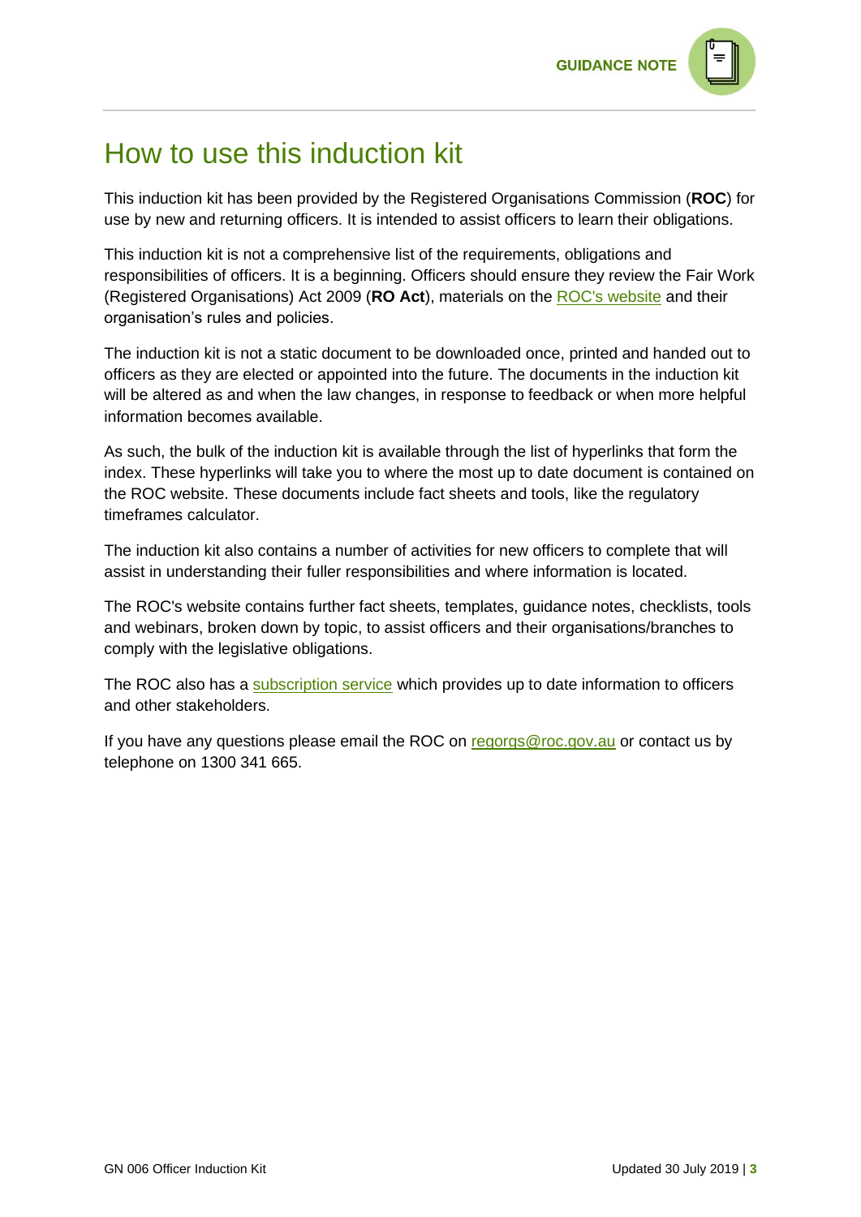# How to use this induction kit

This induction kit has been provided by the Registered Organisations Commission (**ROC**) for use by new and returning officers. It is intended to assist officers to learn their obligations.

This induction kit is not a comprehensive list of the requirements, obligations and responsibilities of officers. It is a beginning. Officers should ensure they review the Fair Work (Registered Organisations) Act 2009 (**RO Act**), materials on the ROC's website and their organisation's rules and policies.

The induction kit is not a static document to be downloaded once, printed and handed out to officers as they are elected or appointed into the future. The documents in the induction kit will be altered as and when the law changes, in response to feedback or when more helpful information becomes available.

As such, the bulk of the induction kit is available through the list of hyperlinks that form the index. These hyperlinks will take you to where the most up to date document is contained on the ROC website. These documents include fact sheets and tools, like the regulatory timeframes calculator.

The induction kit also contains a number of activities for new officers to complete that will assist in understanding their fuller responsibilities and where information is located.

The ROC's website contains further fact sheets, templates, guidance notes, checklists, tools and webinars, broken down by topic, to assist officers and their organisations/branches to comply with the legislative obligations.

The ROC also has a subscription service which provides up to date information to officers and other stakeholders.

If you have any questions please email the ROC on regorgs@roc.gov.au or contact us by telephone on 1300 341 665.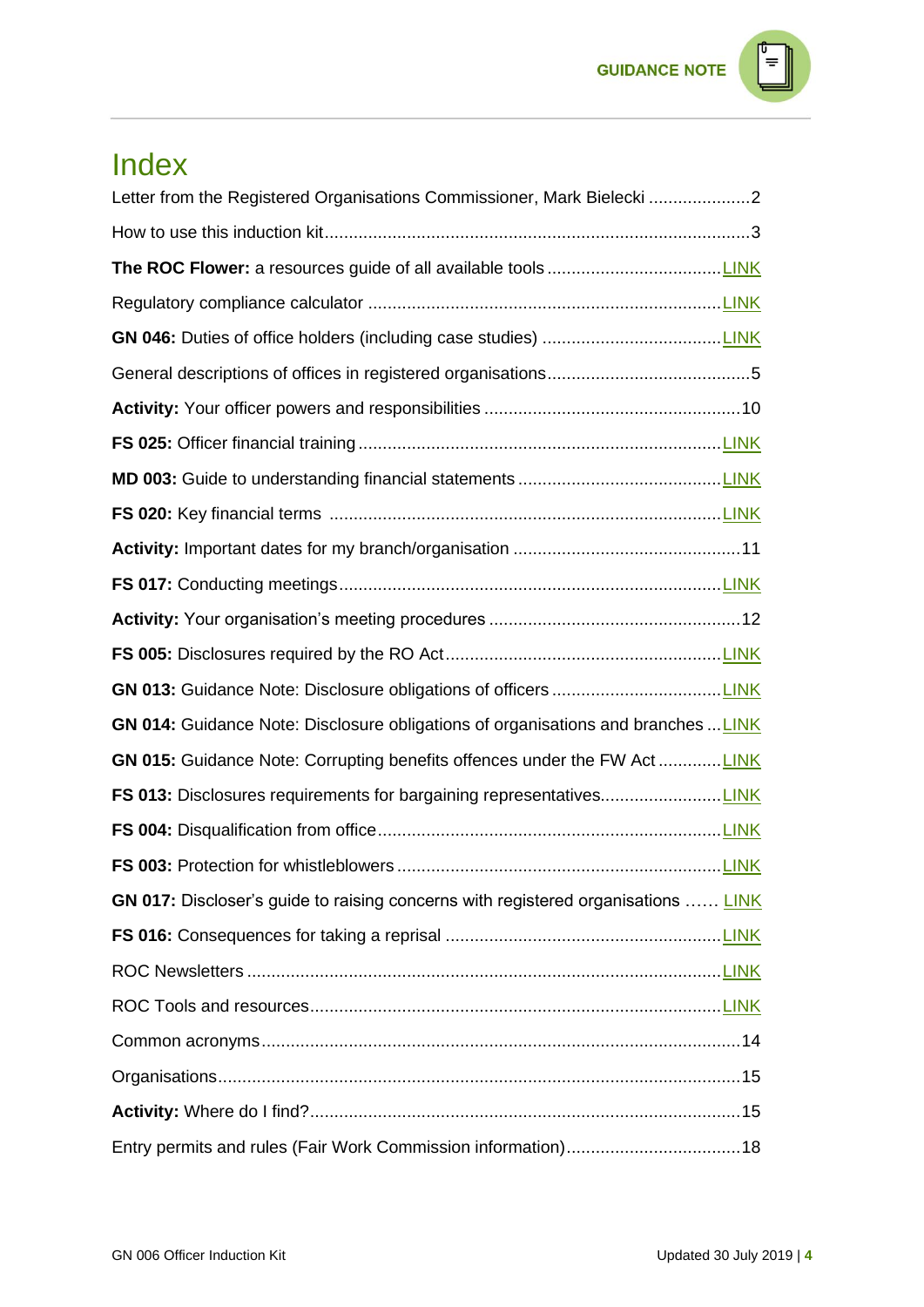# Index

Letter from the Registered Organisations Commissioner, Mark Bielecki .....................2

How to use this induction kit........................................................................................3

**The ROC Flower:** a resources guide of all available tools ....................................LINK

Regulatory compliance calculator ........................................................................LINK

**GN 046:** Duties of office holders (including case studies) .....................................LINK

General descriptions of offices in registered organisations..........................................5

**Activity:** Your officer powers and responsibilities ....................................................10

**FS 025:** Officer financial training ...........................................................................LINK

**MD 003:** Guide to understanding financial statements ..........................................LINK

**FS 020:** Key financial terms .................................................................................LINK

**Activity:** Important dates for my branch/organisation ...............................................11

**FS 017:** Conducting meetings...............................................................................LINK

**Activity:** Your organisation's meeting procedures ....................................................12

**FS 005:** Disclosures required by the RO Act.........................................................LINK

**GN 013:** Guidance Note: Disclosure obligations of officers ...................................LINK

**GN 014:** Guidance Note: Disclosure obligations of organisations and branches ...LINK

**GN 015:** Guidance Note: Corrupting benefits offences under the FW Act .............LINK

**FS 013:** Disclosures requirements for bargaining representatives.........................LINK

**FS 004:** Disqualification from office.......................................................................LINK

**FS 003:** Protection for whistleblowers ...................................................................LINK

**GN 017:** Discloser's guide to raising concerns with registered organisations ...... LINK

**FS 016:** Consequences for taking a reprisal .........................................................LINK

ROC Newsletters ....................................................................................................LINK

ROC Tools and resources.......................................................................................LINK

Common acronyms..................................................................................................14

Organisations...........................................................................................................15

**Activity:** Where do I find?........................................................................................15

Entry permits and rules (Fair Work Commission information)....................................18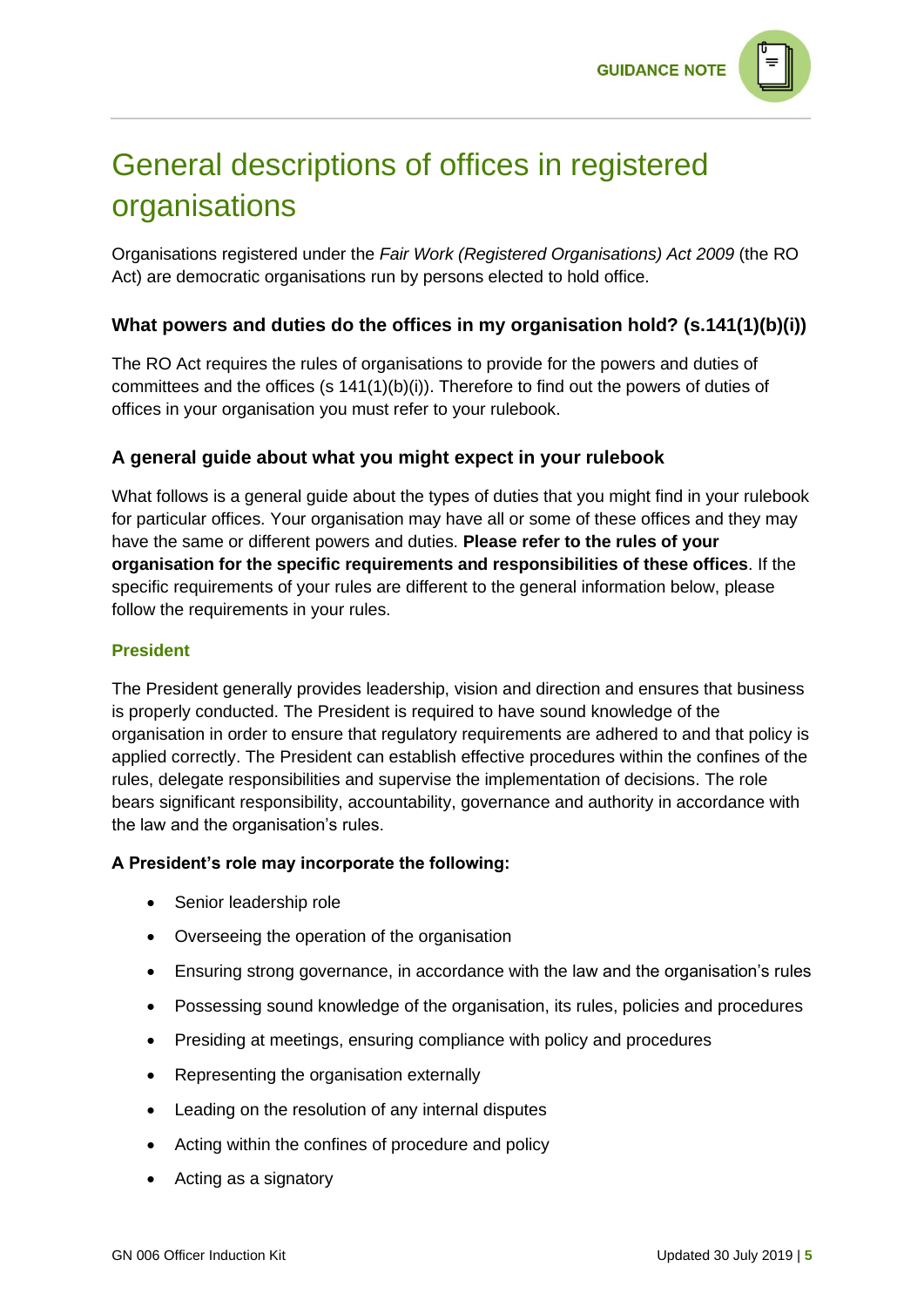# General descriptions of offices in registered organisations

Organisations registered under the *Fair Work (Registered Organisations) Act 2009* (the RO Act) are democratic organisations run by persons elected to hold office.

### What powers and duties do the offices in my organisation hold? (s.141(1)(b)(i))

The RO Act requires the rules of organisations to provide for the powers and duties of committees and the offices (s 141(1)(b)(i)). Therefore to find out the powers of duties of offices in your organisation you must refer to your rulebook.

### A general guide about what you might expect in your rulebook

What follows is a general guide about the types of duties that you might find in your rulebook for particular offices. Your organisation may have all or some of these offices and they may have the same or different powers and duties. **Please refer to the rules of your organisation for the specific requirements and responsibilities of these offices**. If the specific requirements of your rules are different to the general information below, please follow the requirements in your rules.

#### President

The President generally provides leadership, vision and direction and ensures that business is properly conducted. The President is required to have sound knowledge of the organisation in order to ensure that regulatory requirements are adhered to and that policy is applied correctly. The President can establish effective procedures within the confines of the rules, delegate responsibilities and supervise the implementation of decisions. The role bears significant responsibility, accountability, governance and authority in accordance with the law and the organisation's rules.

**A President's role may incorporate the following:**

- Senior leadership role
- Overseeing the operation of the organisation
- Ensuring strong governance, in accordance with the law and the organisation's rules
- Possessing sound knowledge of the organisation, its rules, policies and procedures
- Presiding at meetings, ensuring compliance with policy and procedures
- Representing the organisation externally
- Leading on the resolution of any internal disputes
- Acting within the confines of procedure and policy
- Acting as a signatory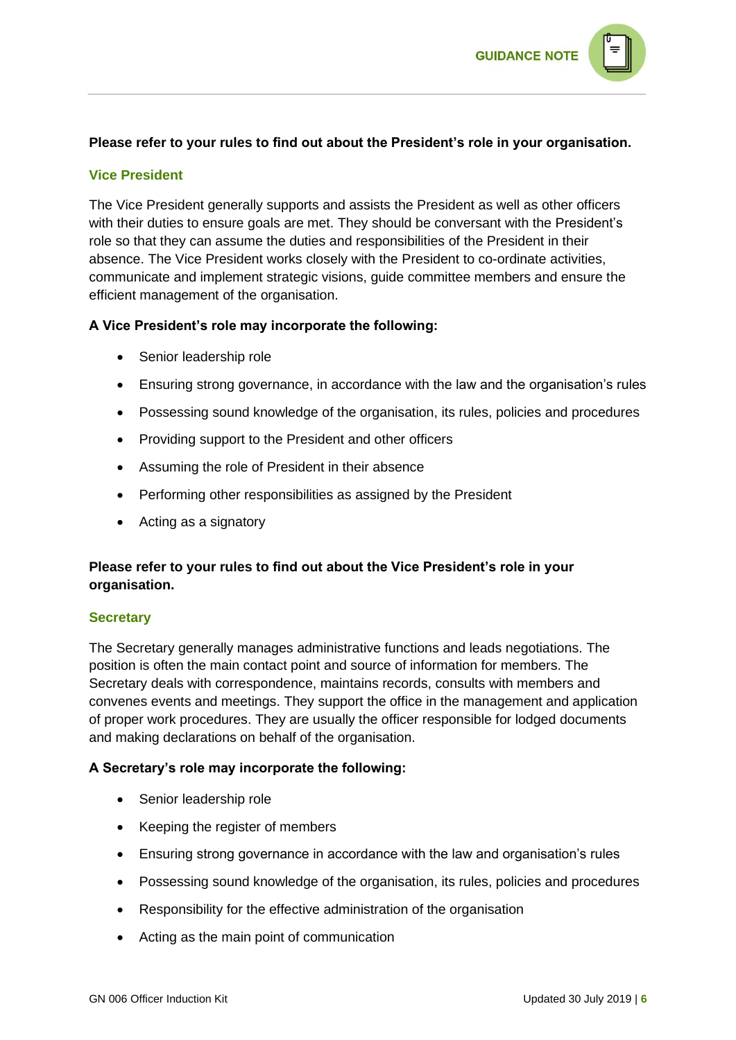**Please refer to your rules to find out about the President's role in your organisation.**

### Vice President

The Vice President generally supports and assists the President as well as other officers with their duties to ensure goals are met. They should be conversant with the President's role so that they can assume the duties and responsibilities of the President in their absence. The Vice President works closely with the President to co-ordinate activities, communicate and implement strategic visions, guide committee members and ensure the efficient management of the organisation.

**A Vice President's role may incorporate the following:**

- Senior leadership role
- Ensuring strong governance, in accordance with the law and the organisation's rules
- Possessing sound knowledge of the organisation, its rules, policies and procedures
- Providing support to the President and other officers
- Assuming the role of President in their absence
- Performing other responsibilities as assigned by the President
- Acting as a signatory

**Please refer to your rules to find out about the Vice President's role in your organisation.**

### Secretary

The Secretary generally manages administrative functions and leads negotiations. The position is often the main contact point and source of information for members. The Secretary deals with correspondence, maintains records, consults with members and convenes events and meetings. They support the office in the management and application of proper work procedures. They are usually the officer responsible for lodged documents and making declarations on behalf of the organisation.

**A Secretary's role may incorporate the following:**

- Senior leadership role
- Keeping the register of members
- Ensuring strong governance in accordance with the law and organisation's rules
- Possessing sound knowledge of the organisation, its rules, policies and procedures
- Responsibility for the effective administration of the organisation
- Acting as the main point of communication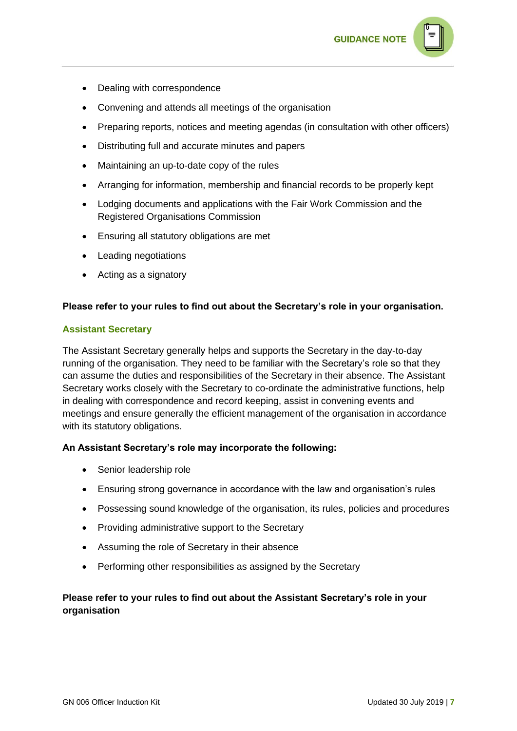- Dealing with correspondence
- Convening and attends all meetings of the organisation
- Preparing reports, notices and meeting agendas (in consultation with other officers)
- Distributing full and accurate minutes and papers
- Maintaining an up-to-date copy of the rules
- Arranging for information, membership and financial records to be properly kept
- Lodging documents and applications with the Fair Work Commission and the Registered Organisations Commission
- Ensuring all statutory obligations are met
- Leading negotiations
- Acting as a signatory

**Please refer to your rules to find out about the Secretary's role in your organisation.**

### Assistant Secretary

The Assistant Secretary generally helps and supports the Secretary in the day-to-day running of the organisation. They need to be familiar with the Secretary's role so that they can assume the duties and responsibilities of the Secretary in their absence. The Assistant Secretary works closely with the Secretary to co-ordinate the administrative functions, help in dealing with correspondence and record keeping, assist in convening events and meetings and ensure generally the efficient management of the organisation in accordance with its statutory obligations.

**An Assistant Secretary's role may incorporate the following:**

- Senior leadership role
- Ensuring strong governance in accordance with the law and organisation's rules
- Possessing sound knowledge of the organisation, its rules, policies and procedures
- Providing administrative support to the Secretary
- Assuming the role of Secretary in their absence
- Performing other responsibilities as assigned by the Secretary

**Please refer to your rules to find out about the Assistant Secretary's role in your organisation**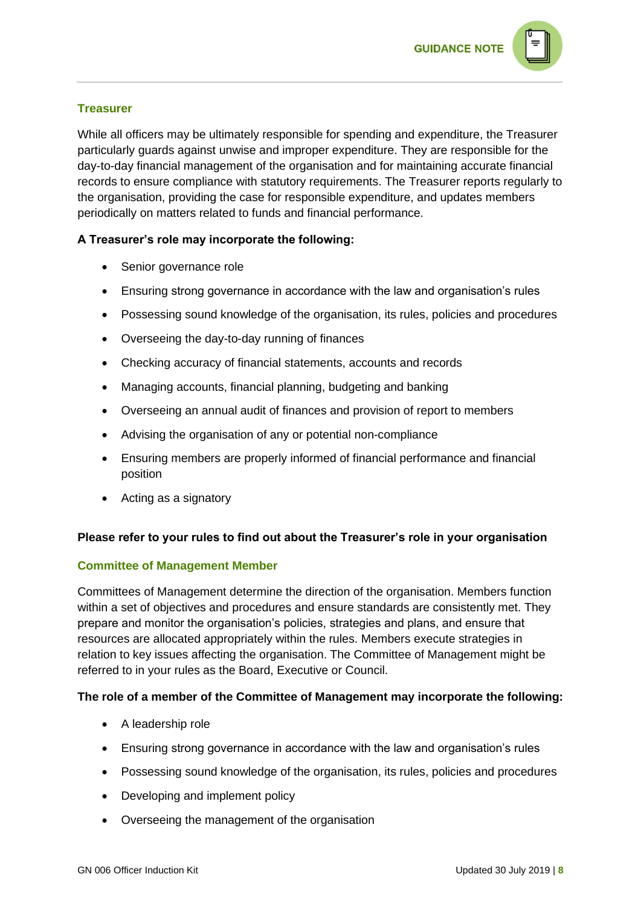### Treasurer

While all officers may be ultimately responsible for spending and expenditure, the Treasurer particularly guards against unwise and improper expenditure. They are responsible for the day-to-day financial management of the organisation and for maintaining accurate financial records to ensure compliance with statutory requirements. The Treasurer reports regularly to the organisation, providing the case for responsible expenditure, and updates members periodically on matters related to funds and financial performance.

**A Treasurer's role may incorporate the following:**

- Senior governance role
- Ensuring strong governance in accordance with the law and organisation's rules
- Possessing sound knowledge of the organisation, its rules, policies and procedures
- Overseeing the day-to-day running of finances
- Checking accuracy of financial statements, accounts and records
- Managing accounts, financial planning, budgeting and banking
- Overseeing an annual audit of finances and provision of report to members
- Advising the organisation of any or potential non-compliance
- Ensuring members are properly informed of financial performance and financial position
- Acting as a signatory

**Please refer to your rules to find out about the Treasurer's role in your organisation**

### Committee of Management Member

Committees of Management determine the direction of the organisation. Members function within a set of objectives and procedures and ensure standards are consistently met. They prepare and monitor the organisation's policies, strategies and plans, and ensure that resources are allocated appropriately within the rules. Members execute strategies in relation to key issues affecting the organisation. The Committee of Management might be referred to in your rules as the Board, Executive or Council.

**The role of a member of the Committee of Management may incorporate the following:**

- A leadership role
- Ensuring strong governance in accordance with the law and organisation's rules
- Possessing sound knowledge of the organisation, its rules, policies and procedures
- Developing and implement policy
- Overseeing the management of the organisation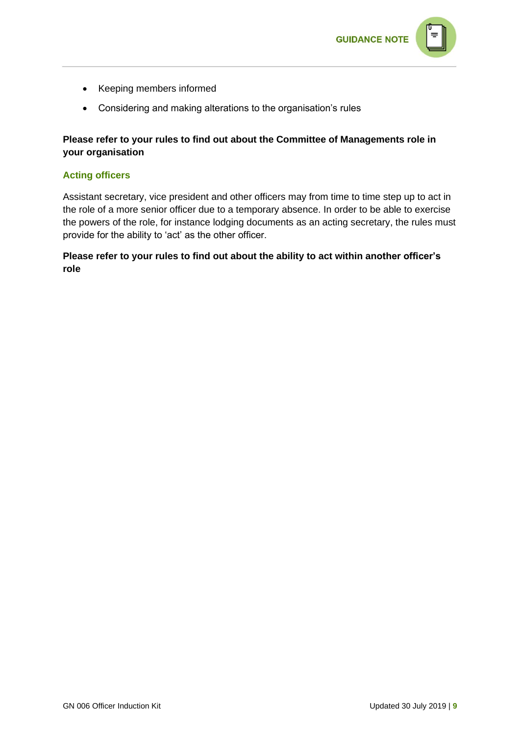- Keeping members informed
- Considering and making alterations to the organisation's rules

**Please refer to your rules to find out about the Committee of Managements role in your organisation**

### Acting officers

Assistant secretary, vice president and other officers may from time to time step up to act in the role of a more senior officer due to a temporary absence. In order to be able to exercise the powers of the role, for instance lodging documents as an acting secretary, the rules must provide for the ability to 'act' as the other officer.

**Please refer to your rules to find out about the ability to act within another officer's role**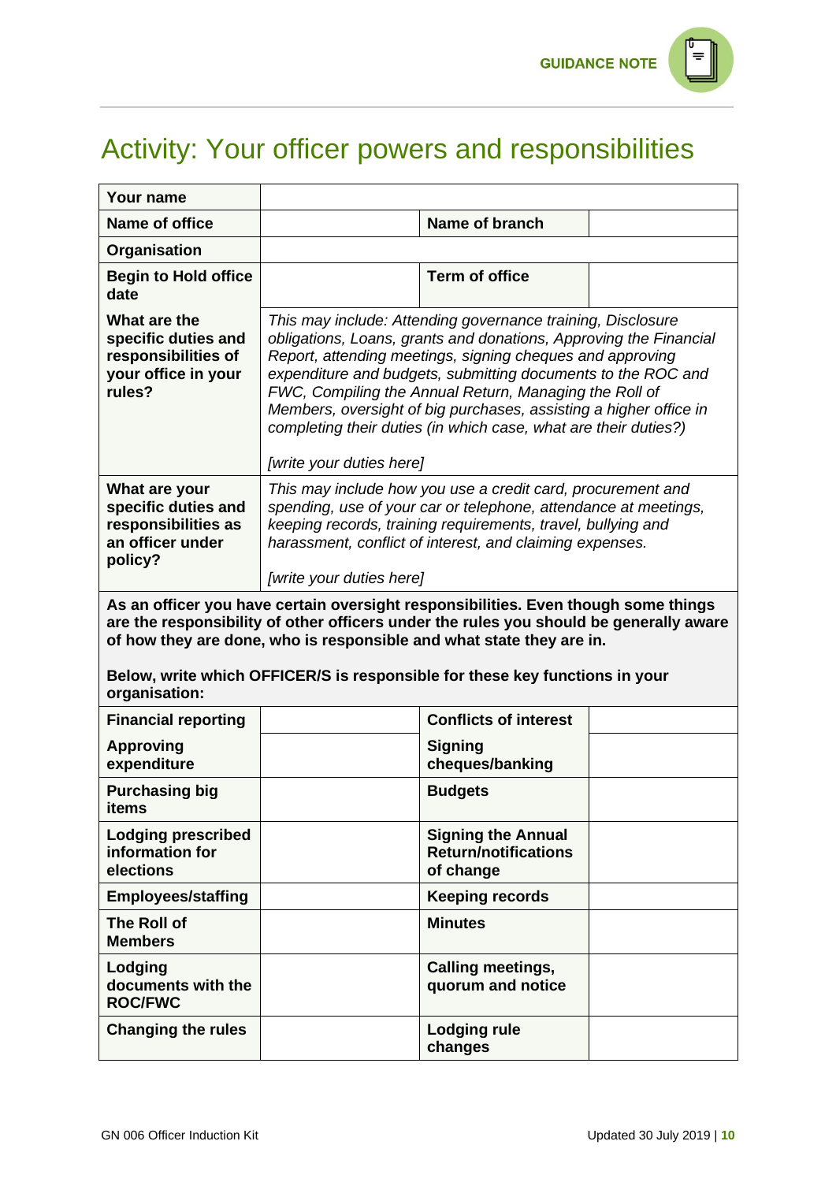# Activity: Your officer powers and responsibilities

| | | | |
|---|---|---|---|
| **Your name** | | | |
| **Name of office** | | **Name of branch** | |
| **Organisation** | | | |
| **Begin to Hold office date** | | **Term of office** | |
| **What are the specific duties and responsibilities of your office in your rules?** | *This may include: Attending governance training, Disclosure obligations, Loans, grants and donations, Approving the Financial Report, attending meetings, signing cheques and approving expenditure and budgets, submitting documents to the ROC and FWC, Compiling the Annual Return, Managing the Roll of Members, oversight of big purchases, assisting a higher office in completing their duties (in which case, what are their duties?)*<br><br>*[write your duties here]* | | |
| **What are your specific duties and responsibilities as an officer under policy?** | *This may include how you use a credit card, procurement and spending, use of your car or telephone, attendance at meetings, keeping records, training requirements, travel, bullying and harassment, conflict of interest, and claiming expenses.*<br><br>*[write your duties here]* | | |
| **As an officer you have certain oversight responsibilities. Even though some things are the responsibility of other officers under the rules you should be generally aware of how they are done, who is responsible and what state they are in.**<br><br>**Below, write which OFFICER/S is responsible for these key functions in your organisation:** | | | |
| **Financial reporting** | | **Conflicts of interest** | |
| **Approving expenditure** | | **Signing cheques/banking** | |
| **Purchasing big items** | | **Budgets** | |
| **Lodging prescribed information for elections** | | **Signing the Annual Return/notifications of change** | |
| **Employees/staffing** | | **Keeping records** | |
| **The Roll of Members** | | **Minutes** | |
| **Lodging documents with the ROC/FWC** | | **Calling meetings, quorum and notice** | |
| **Changing the rules** | | **Lodging rule changes** | |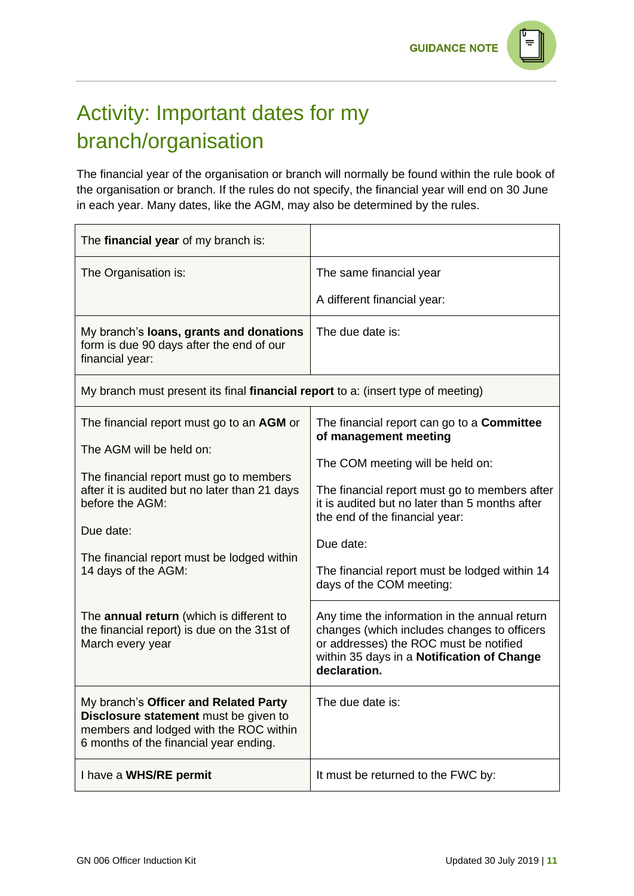# Activity: Important dates for my branch/organisation

The financial year of the organisation or branch will normally be found within the rule book of the organisation or branch. If the rules do not specify, the financial year will end on 30 June in each year. Many dates, like the AGM, may also be determined by the rules.

| The **financial year** of my branch is: | |
|---|---|
| The Organisation is: | The same financial year<br><br>A different financial year: |
| My branch's **loans, grants and donations** form is due 90 days after the end of our financial year: | The due date is: |
| My branch must present its final **financial report** to a: (insert type of meeting) | |
| The financial report must go to an **AGM** or<br><br>The AGM will be held on:<br><br>The financial report must go to members after it is audited but no later than 21 days before the AGM:<br><br>Due date:<br><br>The financial report must be lodged within 14 days of the AGM: | The financial report can go to a **Committee of management meeting**<br><br>The COM meeting will be held on:<br><br>The financial report must go to members after it is audited but no later than 5 months after the end of the financial year:<br><br>Due date:<br><br>The financial report must be lodged within 14 days of the COM meeting: |
| The **annual return** (which is different to the financial report) is due on the 31st of March every year | Any time the information in the annual return changes (which includes changes to officers or addresses) the ROC must be notified within 35 days in a **Notification of Change declaration.** |
| My branch's **Officer and Related Party Disclosure statement** must be given to members and lodged with the ROC within 6 months of the financial year ending. | The due date is: |
| I have a **WHS/RE permit** | It must be returned to the FWC by: |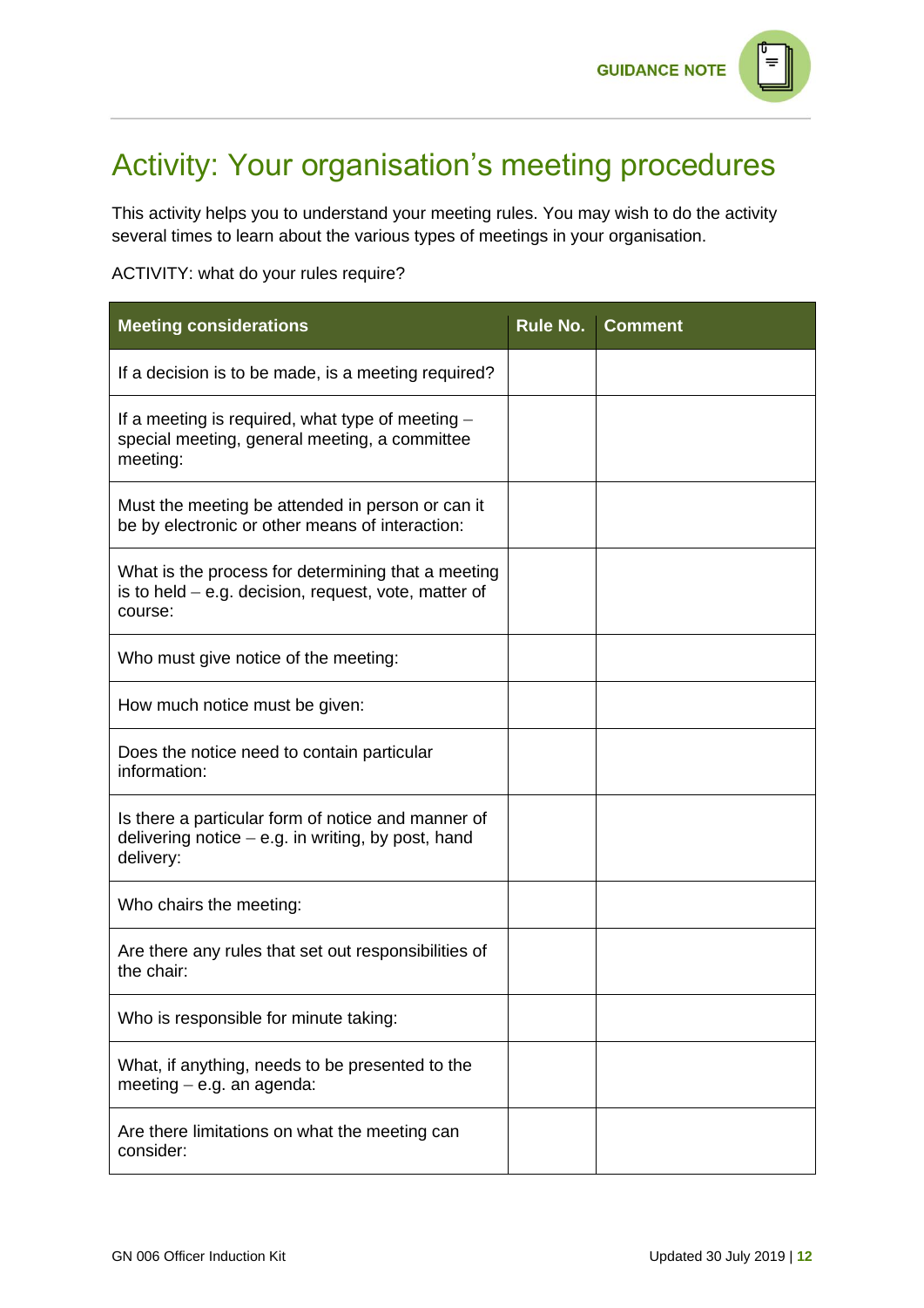# Activity: Your organisation's meeting procedures

This activity helps you to understand your meeting rules. You may wish to do the activity several times to learn about the various types of meetings in your organisation.

ACTIVITY: what do your rules require?

| Meeting considerations | Rule No. | Comment |
|---|---|---|
| If a decision is to be made, is a meeting required? | | |
| If a meeting is required, what type of meeting – special meeting, general meeting, a committee meeting: | | |
| Must the meeting be attended in person or can it be by electronic or other means of interaction: | | |
| What is the process for determining that a meeting is to held – e.g. decision, request, vote, matter of course: | | |
| Who must give notice of the meeting: | | |
| How much notice must be given: | | |
| Does the notice need to contain particular information: | | |
| Is there a particular form of notice and manner of delivering notice – e.g. in writing, by post, hand delivery: | | |
| Who chairs the meeting: | | |
| Are there any rules that set out responsibilities of the chair: | | |
| Who is responsible for minute taking: | | |
| What, if anything, needs to be presented to the meeting – e.g. an agenda: | | |
| Are there limitations on what the meeting can consider: | | |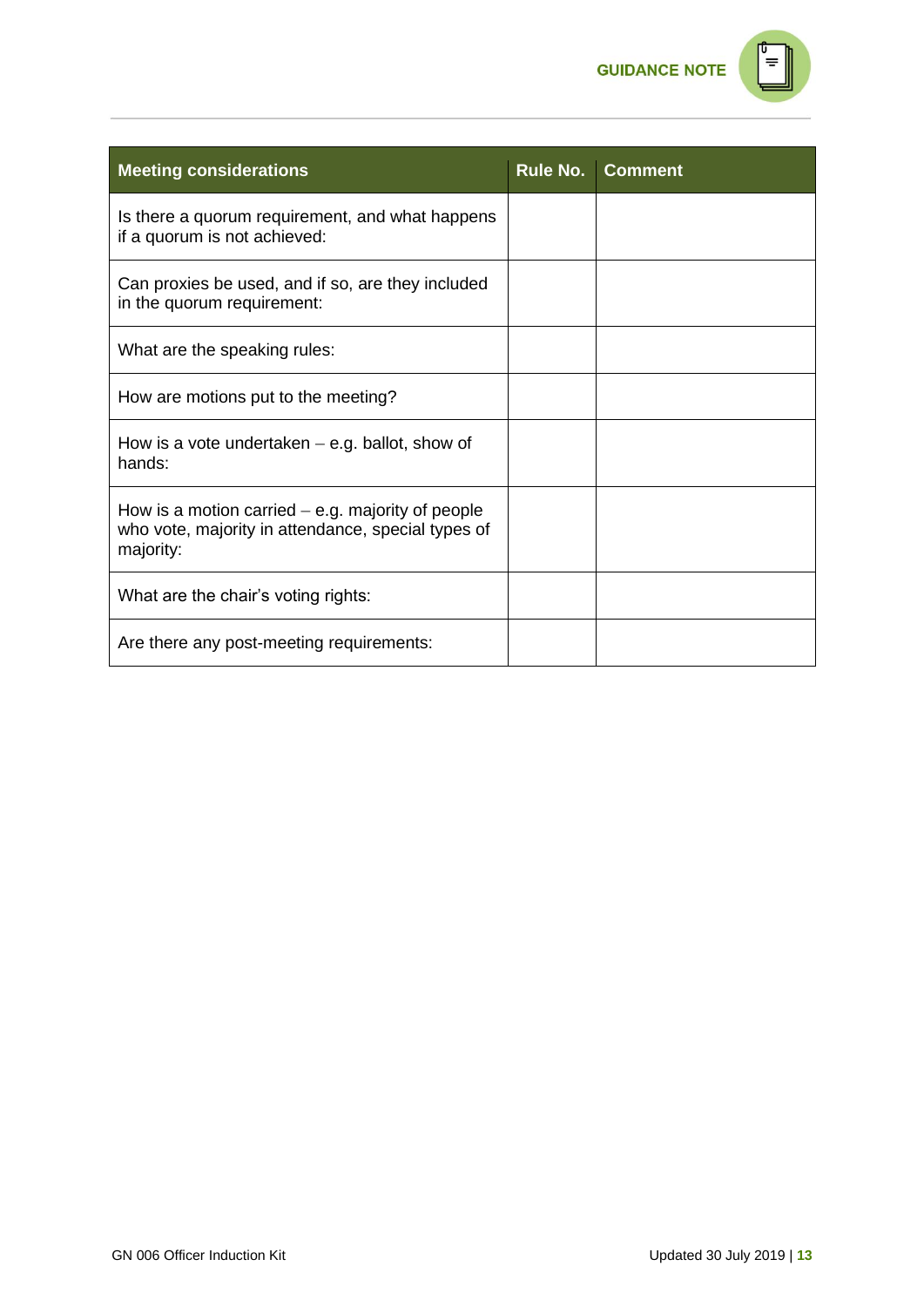| Meeting considerations | Rule No. | Comment |
|---|---|---|
| Is there a quorum requirement, and what happens if a quorum is not achieved: | | |
| Can proxies be used, and if so, are they included in the quorum requirement: | | |
| What are the speaking rules: | | |
| How are motions put to the meeting? | | |
| How is a vote undertaken – e.g. ballot, show of hands: | | |
| How is a motion carried – e.g. majority of people who vote, majority in attendance, special types of majority: | | |
| What are the chair's voting rights: | | |
| Are there any post-meeting requirements: | | |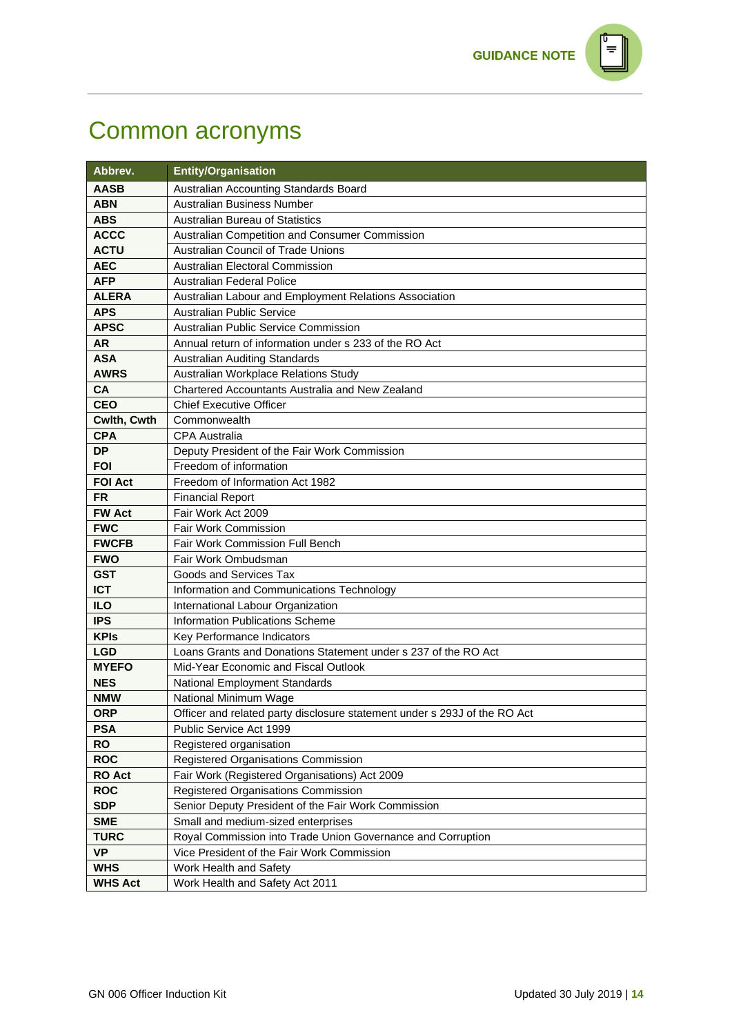# Common acronyms

| Abbrev. | Entity/Organisation |
|---|---|
| **AASB** | Australian Accounting Standards Board |
| **ABN** | Australian Business Number |
| **ABS** | Australian Bureau of Statistics |
| **ACCC** | Australian Competition and Consumer Commission |
| **ACTU** | Australian Council of Trade Unions |
| **AEC** | Australian Electoral Commission |
| **AFP** | Australian Federal Police |
| **ALERA** | Australian Labour and Employment Relations Association |
| **APS** | Australian Public Service |
| **APSC** | Australian Public Service Commission |
| **AR** | Annual return of information under s 233 of the RO Act |
| **ASA** | Australian Auditing Standards |
| **AWRS** | Australian Workplace Relations Study |
| **CA** | Chartered Accountants Australia and New Zealand |
| **CEO** | Chief Executive Officer |
| **Cwlth, Cwth** | Commonwealth |
| **CPA** | CPA Australia |
| **DP** | Deputy President of the Fair Work Commission |
| **FOI** | Freedom of information |
| **FOI Act** | Freedom of Information Act 1982 |
| **FR** | Financial Report |
| **FW Act** | Fair Work Act 2009 |
| **FWC** | Fair Work Commission |
| **FWCFB** | Fair Work Commission Full Bench |
| **FWO** | Fair Work Ombudsman |
| **GST** | Goods and Services Tax |
| **ICT** | Information and Communications Technology |
| **ILO** | International Labour Organization |
| **IPS** | Information Publications Scheme |
| **KPIs** | Key Performance Indicators |
| **LGD** | Loans Grants and Donations Statement under s 237 of the RO Act |
| **MYEFO** | Mid-Year Economic and Fiscal Outlook |
| **NES** | National Employment Standards |
| **NMW** | National Minimum Wage |
| **ORP** | Officer and related party disclosure statement under s 293J of the RO Act |
| **PSA** | Public Service Act 1999 |
| **RO** | Registered organisation |
| **ROC** | Registered Organisations Commission |
| **RO Act** | Fair Work (Registered Organisations) Act 2009 |
| **ROC** | Registered Organisations Commission |
| **SDP** | Senior Deputy President of the Fair Work Commission |
| **SME** | Small and medium-sized enterprises |
| **TURC** | Royal Commission into Trade Union Governance and Corruption |
| **VP** | Vice President of the Fair Work Commission |
| **WHS** | Work Health and Safety |
| **WHS Act** | Work Health and Safety Act 2011 |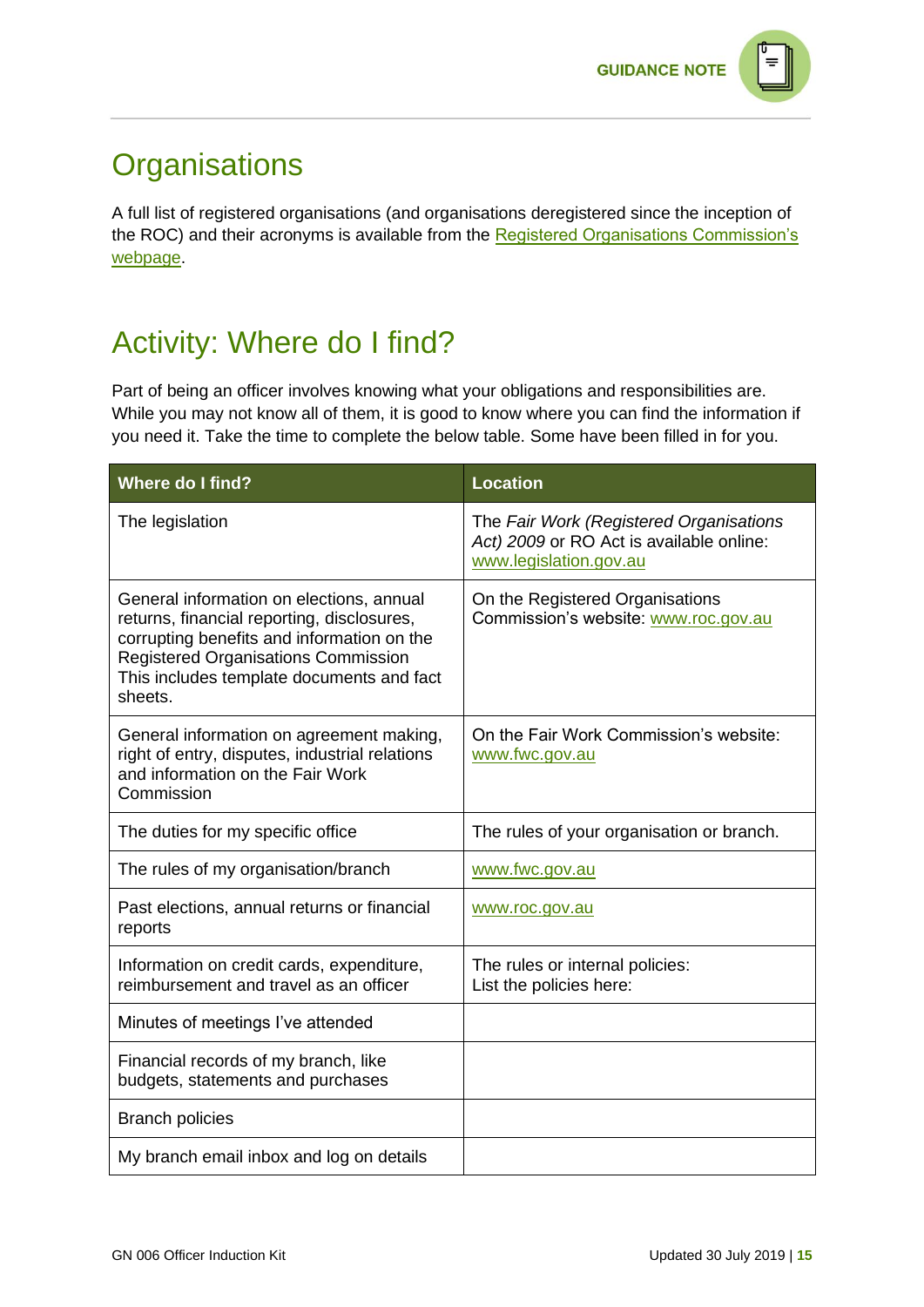## Organisations

A full list of registered organisations (and organisations deregistered since the inception of the ROC) and their acronyms is available from the [Registered Organisations Commission's webpage](#).

## Activity: Where do I find?

Part of being an officer involves knowing what your obligations and responsibilities are. While you may not know all of them, it is good to know where you can find the information if you need it. Take the time to complete the below table. Some have been filled in for you.

| Where do I find? | Location |
|---|---|
| The legislation | The *Fair Work (Registered Organisations Act) 2009* or RO Act is available online: www.legislation.gov.au |
| General information on elections, annual returns, financial reporting, disclosures, corrupting benefits and information on the Registered Organisations Commission This includes template documents and fact sheets. | On the Registered Organisations Commission's website: www.roc.gov.au |
| General information on agreement making, right of entry, disputes, industrial relations and information on the Fair Work Commission | On the Fair Work Commission's website: www.fwc.gov.au |
| The duties for my specific office | The rules of your organisation or branch. |
| The rules of my organisation/branch | www.fwc.gov.au |
| Past elections, annual returns or financial reports | www.roc.gov.au |
| Information on credit cards, expenditure, reimbursement and travel as an officer | The rules or internal policies:<br>List the policies here: |
| Minutes of meetings I've attended | |
| Financial records of my branch, like budgets, statements and purchases | |
| Branch policies | |
| My branch email inbox and log on details | |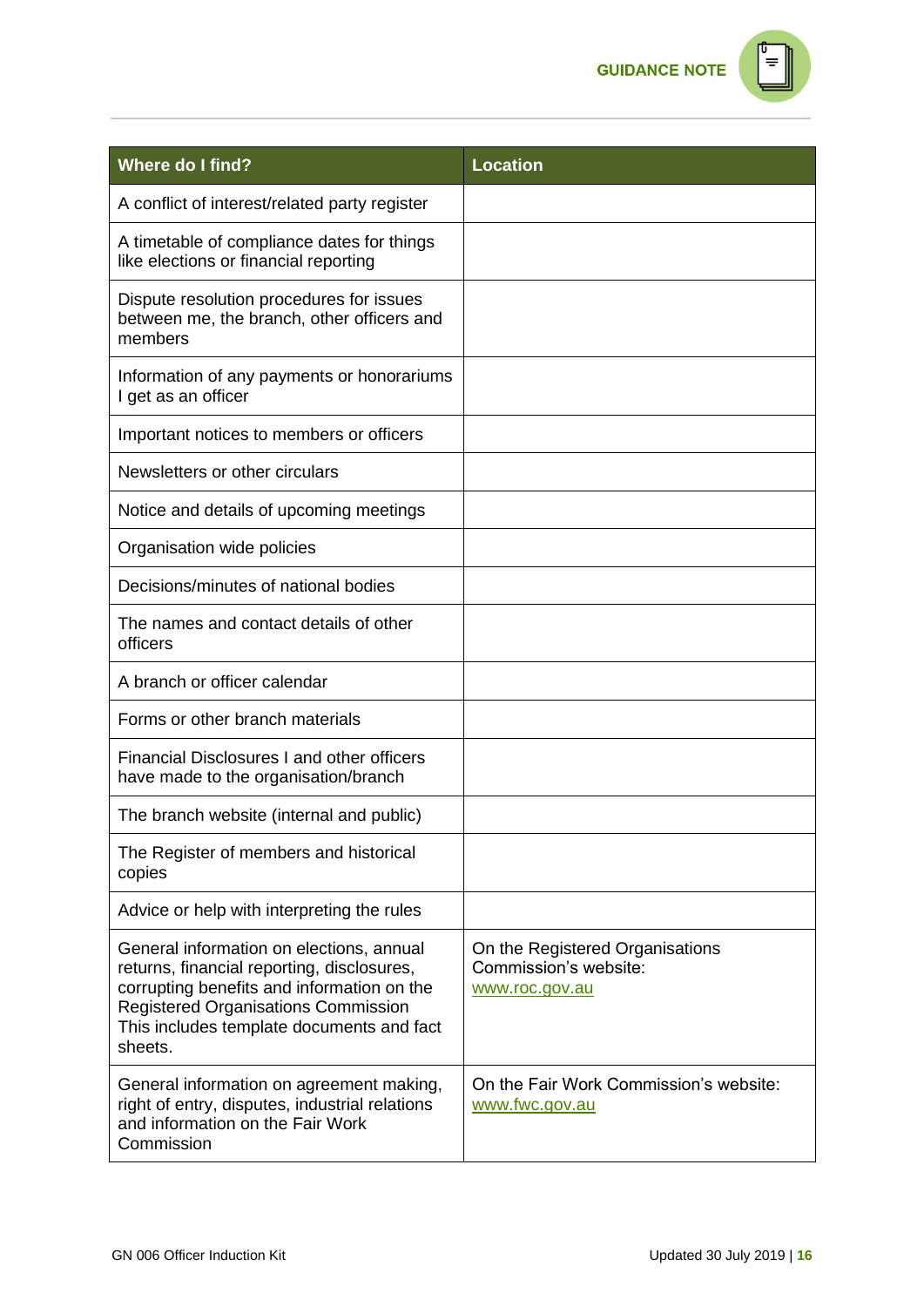| Where do I find? | Location |
|---|---|
| A conflict of interest/related party register | |
| A timetable of compliance dates for things like elections or financial reporting | |
| Dispute resolution procedures for issues between me, the branch, other officers and members | |
| Information of any payments or honorariums I get as an officer | |
| Important notices to members or officers | |
| Newsletters or other circulars | |
| Notice and details of upcoming meetings | |
| Organisation wide policies | |
| Decisions/minutes of national bodies | |
| The names and contact details of other officers | |
| A branch or officer calendar | |
| Forms or other branch materials | |
| Financial Disclosures I and other officers have made to the organisation/branch | |
| The branch website (internal and public) | |
| The Register of members and historical copies | |
| Advice or help with interpreting the rules | |
| General information on elections, annual returns, financial reporting, disclosures, corrupting benefits and information on the Registered Organisations Commission This includes template documents and fact sheets. | On the Registered Organisations Commission's website: [www.roc.gov.au](http://www.roc.gov.au) |
| General information on agreement making, right of entry, disputes, industrial relations and information on the Fair Work Commission | On the Fair Work Commission's website: [www.fwc.gov.au](http://www.fwc.gov.au) |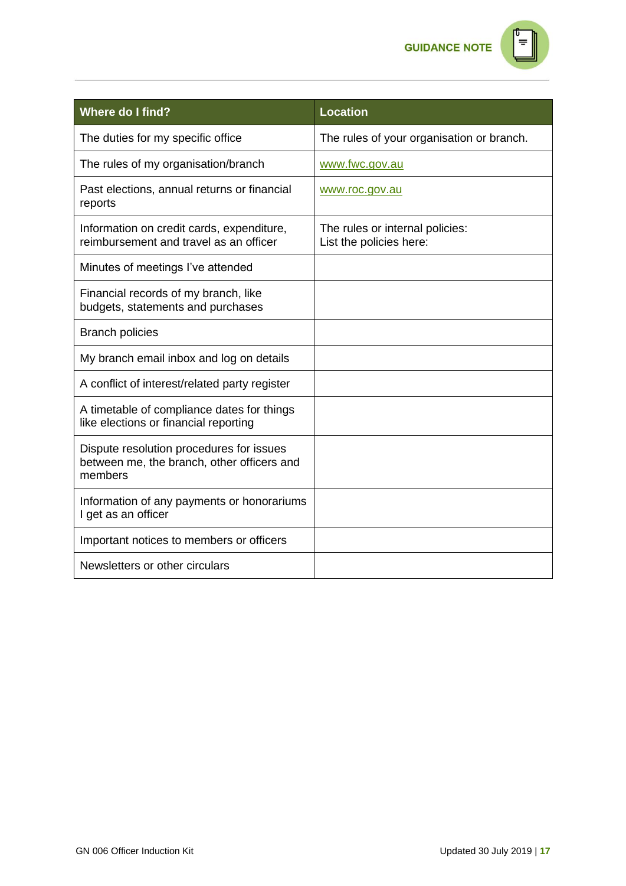| Where do I find? | Location |
|---|---|
| The duties for my specific office | The rules of your organisation or branch. |
| The rules of my organisation/branch | www.fwc.gov.au |
| Past elections, annual returns or financial reports | www.roc.gov.au |
| Information on credit cards, expenditure, reimbursement and travel as an officer | The rules or internal policies: List the policies here: |
| Minutes of meetings I've attended | |
| Financial records of my branch, like budgets, statements and purchases | |
| Branch policies | |
| My branch email inbox and log on details | |
| A conflict of interest/related party register | |
| A timetable of compliance dates for things like elections or financial reporting | |
| Dispute resolution procedures for issues between me, the branch, other officers and members | |
| Information of any payments or honorariums I get as an officer | |
| Important notices to members or officers | |
| Newsletters or other circulars | |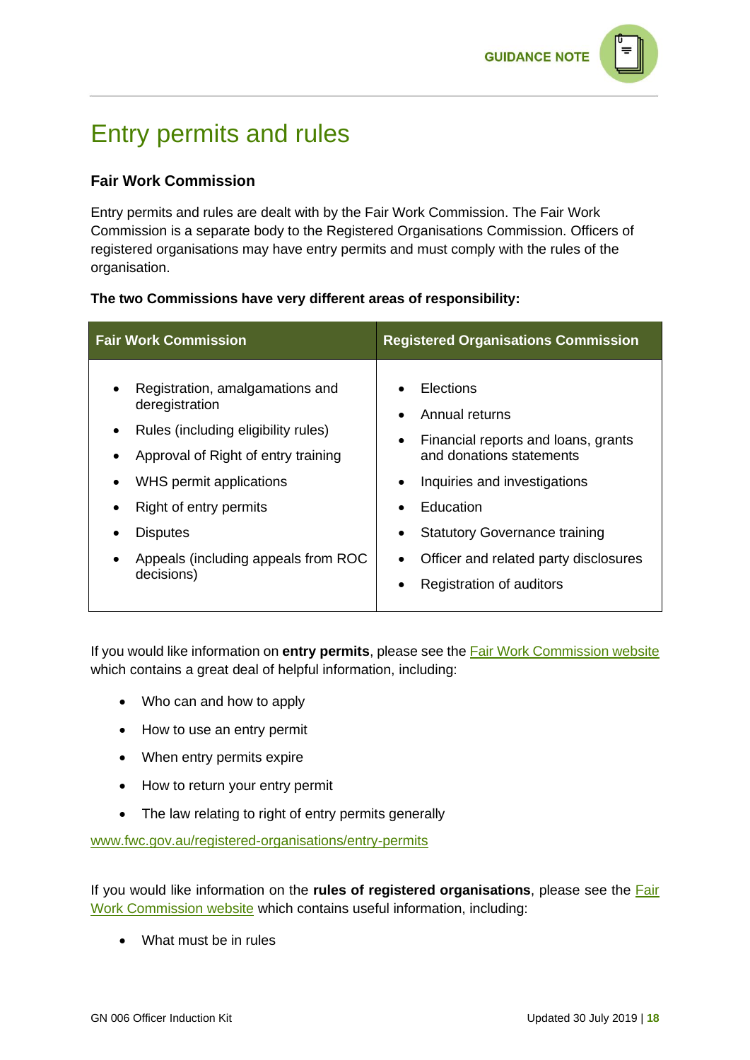# Entry permits and rules

### Fair Work Commission

Entry permits and rules are dealt with by the Fair Work Commission. The Fair Work Commission is a separate body to the Registered Organisations Commission. Officers of registered organisations may have entry permits and must comply with the rules of the organisation.

**The two Commissions have very different areas of responsibility:**

| Fair Work Commission | Registered Organisations Commission |
|---|---|
| • Registration, amalgamations and deregistration<br>• Rules (including eligibility rules)<br>• Approval of Right of entry training<br>• WHS permit applications<br>• Right of entry permits<br>• Disputes<br>• Appeals (including appeals from ROC decisions) | • Elections<br>• Annual returns<br>• Financial reports and loans, grants and donations statements<br>• Inquiries and investigations<br>• Education<br>• Statutory Governance training<br>• Officer and related party disclosures<br>• Registration of auditors |

If you would like information on **entry permits**, please see the Fair Work Commission website which contains a great deal of helpful information, including:

- Who can and how to apply
- How to use an entry permit
- When entry permits expire
- How to return your entry permit
- The law relating to right of entry permits generally

www.fwc.gov.au/registered-organisations/entry-permits

If you would like information on the **rules of registered organisations**, please see the Fair Work Commission website which contains useful information, including:

- What must be in rules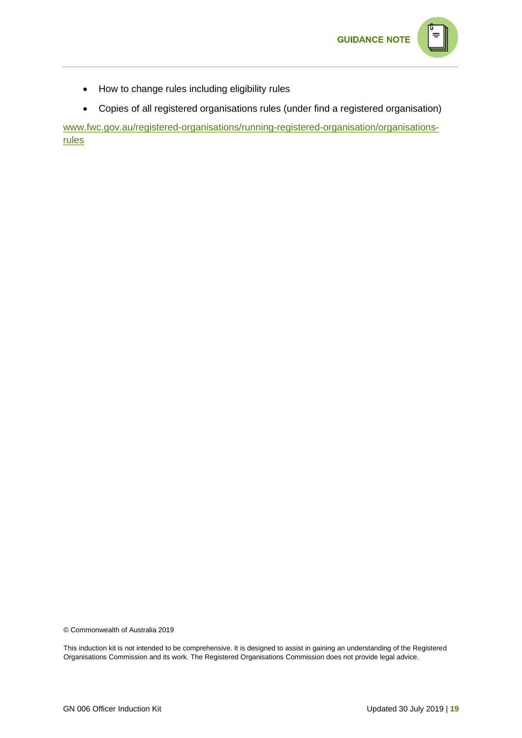- How to change rules including eligibility rules
- Copies of all registered organisations rules (under find a registered organisation)

www.fwc.gov.au/registered-organisations/running-registered-organisation/organisations-rules

© Commonwealth of Australia 2019

This induction kit is not intended to be comprehensive. It is designed to assist in gaining an understanding of the Registered Organisations Commission and its work. The Registered Organisations Commission does not provide legal advice.